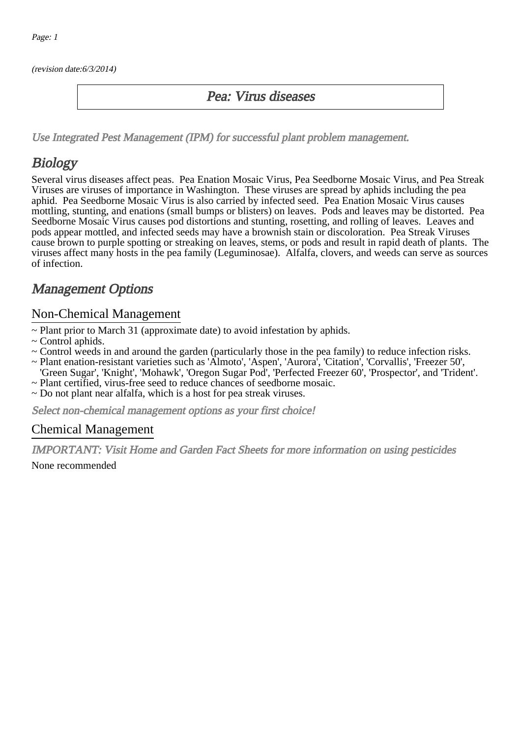*(revision date:6/3/2014)*

# *Pea: Virus diseases*

*Use Integrated Pest Management (IPM) for successful plant problem management.*

## *Biology*

Several virus diseases affect peas. Pea Enation Mosaic Virus, Pea Seedborne Mosaic Virus, and Pea Streak Viruses are viruses of importance in Washington. These viruses are spread by aphids including the pea aphid. Pea Seedborne Mosaic Virus is also carried by infected seed. Pea Enation Mosaic Virus causes mottling, stunting, and enations (small bumps or blisters) on leaves. Pods and leaves may be distorted. Pea Seedborne Mosaic Virus causes pod distortions and stunting, rosetting, and rolling of leaves. Leaves and pods appear mottled, and infected seeds may have a brownish stain or discoloration. Pea Streak Viruses cause brown to purple spotting or streaking on leaves, stems, or pods and result in rapid death of plants. The viruses affect many hosts in the pea family (Leguminosae). Alfalfa, clovers, and weeds can serve as sources of infection.

## *Management Options*

### Non-Chemical Management

~ Plant prior to March 31 (approximate date) to avoid infestation by aphids.
~ Control aphids.
~ Control weeds in and around the garden (particularly those in the pea family) to reduce infection risks.
~ Plant enation-resistant varieties such as 'Almoto', 'Aspen', 'Aurora', 'Citation', 'Corvallis', 'Freezer 50', 'Green Sugar', 'Knight', 'Mohawk', 'Oregon Sugar Pod', 'Perfected Freezer 60', 'Prospector', and 'Trident'.
~ Plant certified, virus-free seed to reduce chances of seedborne mosaic.
~ Do not plant near alfalfa, which is a host for pea streak viruses.

*Select non-chemical management options as your first choice!*

### Chemical Management

*IMPORTANT: Visit Home and Garden Fact Sheets for more information on using pesticides*

None recommended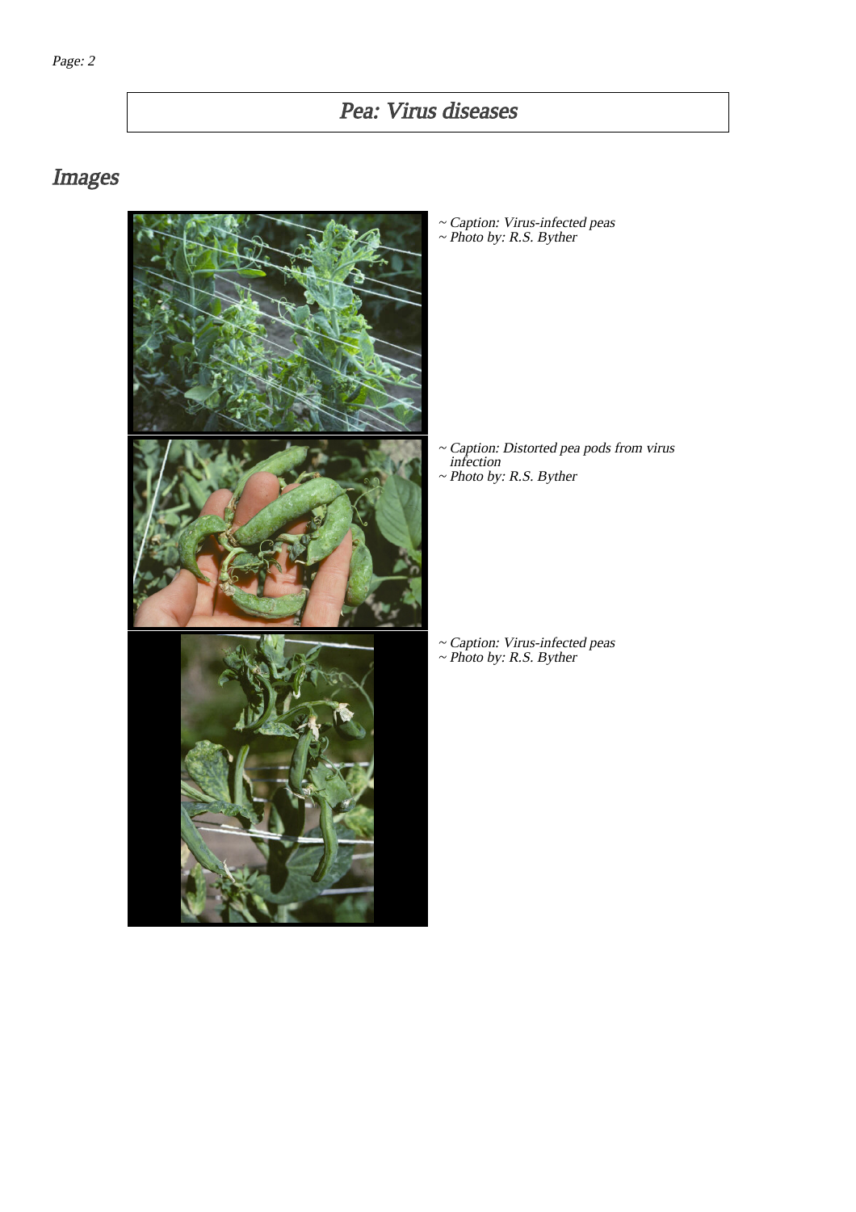# Pea: Virus diseases

## Images

~ Caption: Virus-infected peas
~ Photo by: R.S. Byther

~ Caption: Distorted pea pods from virus infection
~ Photo by: R.S. Byther

~ Caption: Virus-infected peas
~ Photo by: R.S. Byther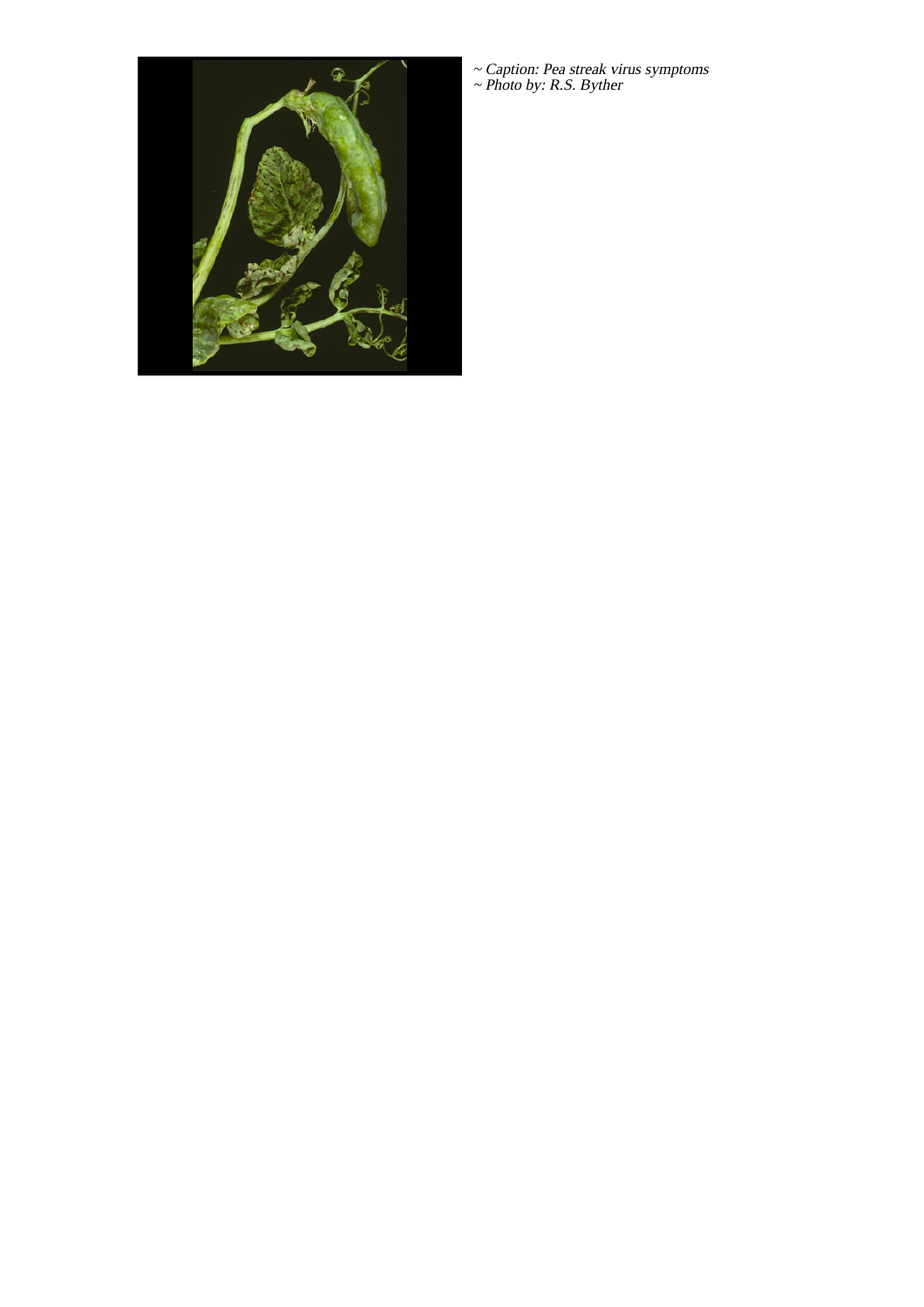*~ Caption: Pea streak virus symptoms*
*~ Photo by: R.S. Byther*